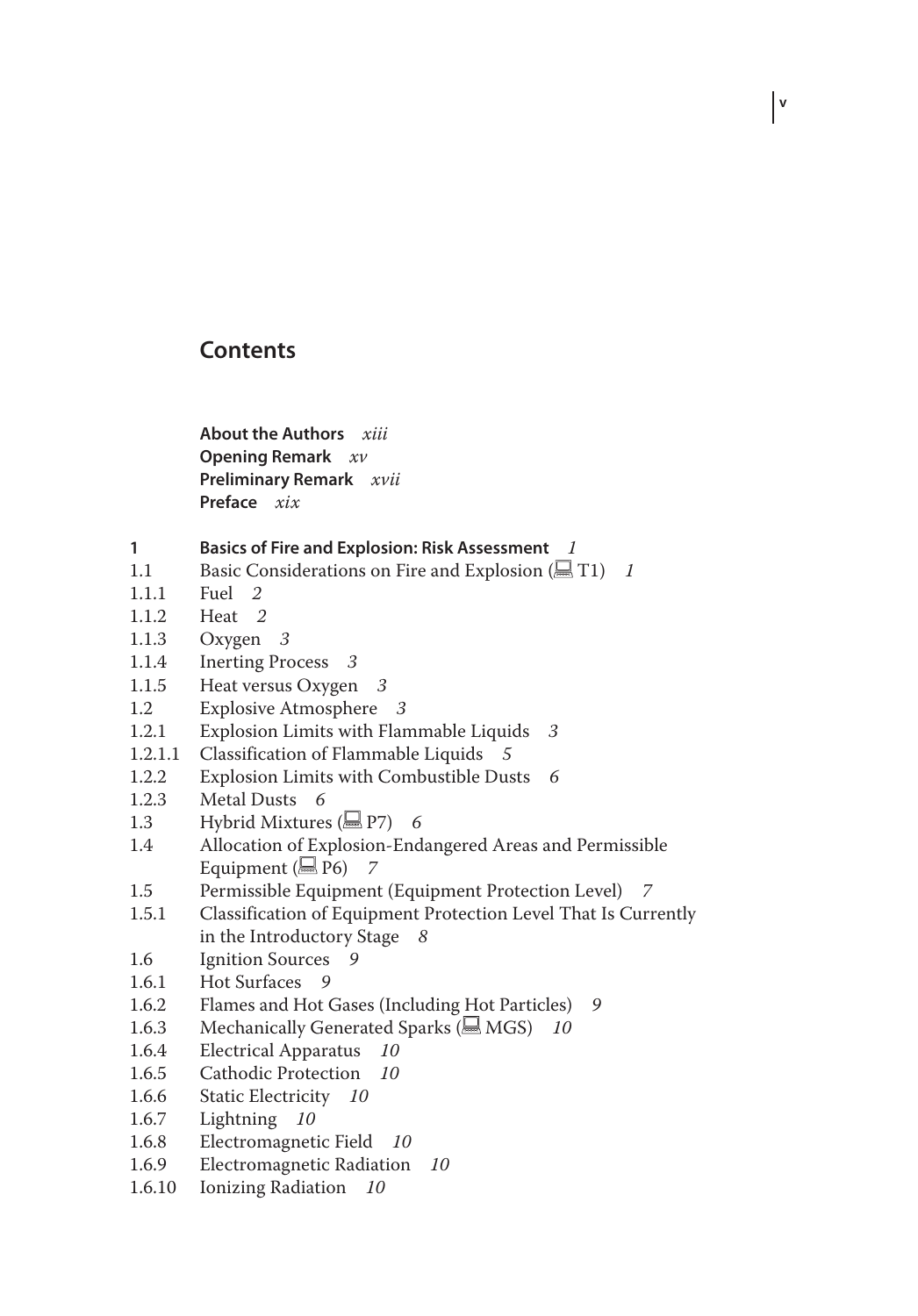# Contents

**About the Authors** *xiii*
**Opening Remark** *xv*
**Preliminary Remark** *xvii*
**Preface** *xix*

**1 Basics of Fire and Explosion: Risk Assessment** *1*

1.1 Basic Considerations on Fire and Explosion (💻 T1) *1*
1.1.1 Fuel *2*
1.1.2 Heat *2*
1.1.3 Oxygen *3*
1.1.4 Inerting Process *3*
1.1.5 Heat versus Oxygen *3*
1.2 Explosive Atmosphere *3*
1.2.1 Explosion Limits with Flammable Liquids *3*
1.2.1.1 Classification of Flammable Liquids *5*
1.2.2 Explosion Limits with Combustible Dusts *6*
1.2.3 Metal Dusts *6*
1.3 Hybrid Mixtures (💻 P7) *6*
1.4 Allocation of Explosion-Endangered Areas and Permissible Equipment (💻 P6) *7*
1.5 Permissible Equipment (Equipment Protection Level) *7*
1.5.1 Classification of Equipment Protection Level That Is Currently in the Introductory Stage *8*
1.6 Ignition Sources *9*
1.6.1 Hot Surfaces *9*
1.6.2 Flames and Hot Gases (Including Hot Particles) *9*
1.6.3 Mechanically Generated Sparks (💻 MGS) *10*
1.6.4 Electrical Apparatus *10*
1.6.5 Cathodic Protection *10*
1.6.6 Static Electricity *10*
1.6.7 Lightning *10*
1.6.8 Electromagnetic Field *10*
1.6.9 Electromagnetic Radiation *10*
1.6.10 Ionizing Radiation *10*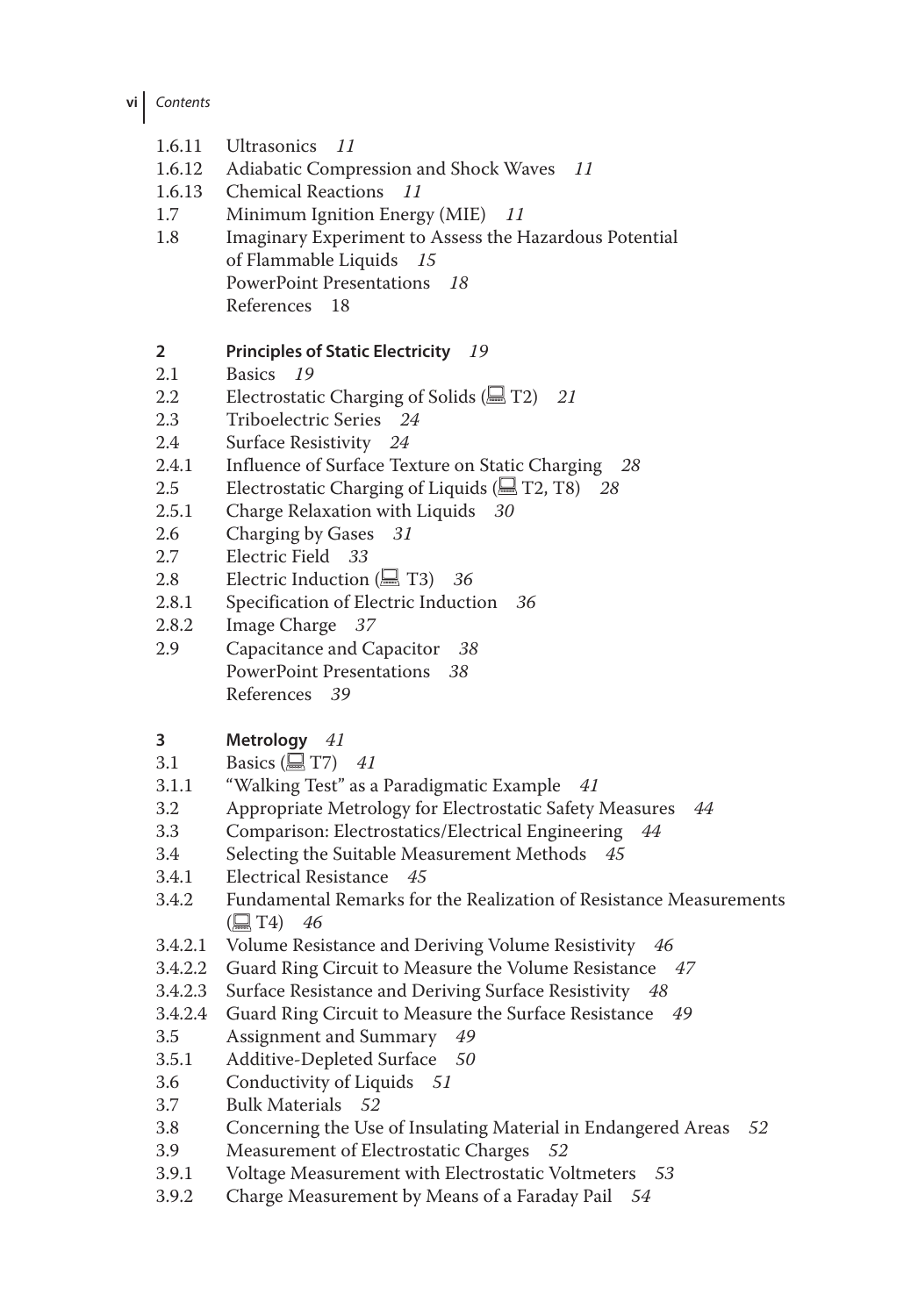1.6.11 Ultrasonics *11*
1.6.12 Adiabatic Compression and Shock Waves *11*
1.6.13 Chemical Reactions *11*
1.7 Minimum Ignition Energy (MIE) *11*
1.8 Imaginary Experiment to Assess the Hazardous Potential of Flammable Liquids *15*
PowerPoint Presentations *18*
References 18

**2 Principles of Static Electricity** *19*
2.1 Basics *19*
2.2 Electrostatic Charging of Solids (💻 T2) *21*
2.3 Triboelectric Series *24*
2.4 Surface Resistivity *24*
2.4.1 Influence of Surface Texture on Static Charging *28*
2.5 Electrostatic Charging of Liquids (💻 T2, T8) *28*
2.5.1 Charge Relaxation with Liquids *30*
2.6 Charging by Gases *31*
2.7 Electric Field *33*
2.8 Electric Induction (💻 T3) *36*
2.8.1 Specification of Electric Induction *36*
2.8.2 Image Charge *37*
2.9 Capacitance and Capacitor *38*
PowerPoint Presentations *38*
References *39*

**3 Metrology** *41*
3.1 Basics (💻 T7) *41*
3.1.1 "Walking Test" as a Paradigmatic Example *41*
3.2 Appropriate Metrology for Electrostatic Safety Measures *44*
3.3 Comparison: Electrostatics/Electrical Engineering *44*
3.4 Selecting the Suitable Measurement Methods *45*
3.4.1 Electrical Resistance *45*
3.4.2 Fundamental Remarks for the Realization of Resistance Measurements (💻 T4) *46*
3.4.2.1 Volume Resistance and Deriving Volume Resistivity *46*
3.4.2.2 Guard Ring Circuit to Measure the Volume Resistance *47*
3.4.2.3 Surface Resistance and Deriving Surface Resistivity *48*
3.4.2.4 Guard Ring Circuit to Measure the Surface Resistance *49*
3.5 Assignment and Summary *49*
3.5.1 Additive-Depleted Surface *50*
3.6 Conductivity of Liquids *51*
3.7 Bulk Materials *52*
3.8 Concerning the Use of Insulating Material in Endangered Areas *52*
3.9 Measurement of Electrostatic Charges *52*
3.9.1 Voltage Measurement with Electrostatic Voltmeters *53*
3.9.2 Charge Measurement by Means of a Faraday Pail *54*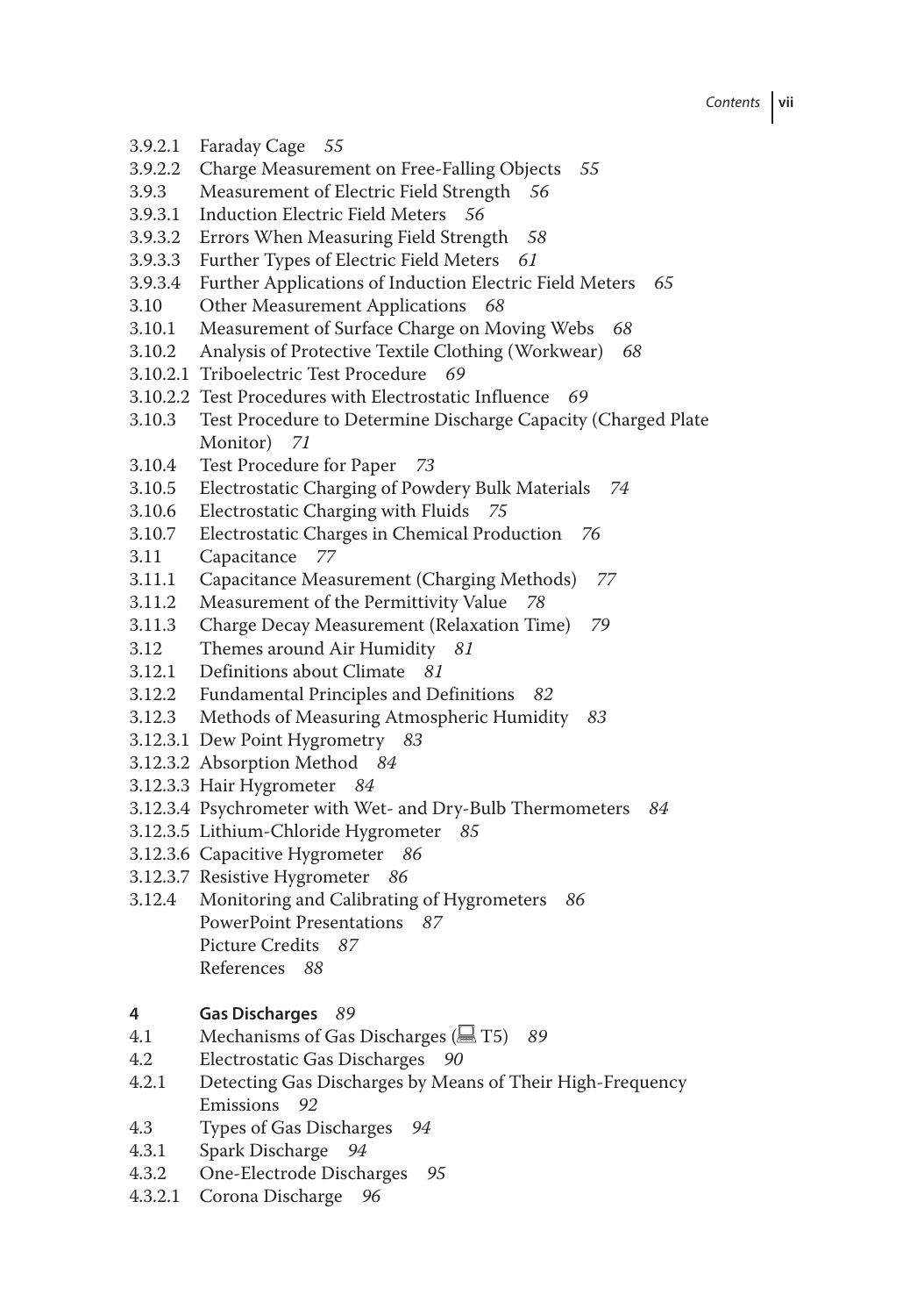3.9.2.1 Faraday Cage *55*
3.9.2.2 Charge Measurement on Free-Falling Objects *55*
3.9.3 Measurement of Electric Field Strength *56*
3.9.3.1 Induction Electric Field Meters *56*
3.9.3.2 Errors When Measuring Field Strength *58*
3.9.3.3 Further Types of Electric Field Meters *61*
3.9.3.4 Further Applications of Induction Electric Field Meters *65*
3.10 Other Measurement Applications *68*
3.10.1 Measurement of Surface Charge on Moving Webs *68*
3.10.2 Analysis of Protective Textile Clothing (Workwear) *68*
3.10.2.1 Triboelectric Test Procedure *69*
3.10.2.2 Test Procedures with Electrostatic Influence *69*
3.10.3 Test Procedure to Determine Discharge Capacity (Charged Plate Monitor) *71*
3.10.4 Test Procedure for Paper *73*
3.10.5 Electrostatic Charging of Powdery Bulk Materials *74*
3.10.6 Electrostatic Charging with Fluids *75*
3.10.7 Electrostatic Charges in Chemical Production *76*
3.11 Capacitance *77*
3.11.1 Capacitance Measurement (Charging Methods) *77*
3.11.2 Measurement of the Permittivity Value *78*
3.11.3 Charge Decay Measurement (Relaxation Time) *79*
3.12 Themes around Air Humidity *81*
3.12.1 Definitions about Climate *81*
3.12.2 Fundamental Principles and Definitions *82*
3.12.3 Methods of Measuring Atmospheric Humidity *83*
3.12.3.1 Dew Point Hygrometry *83*
3.12.3.2 Absorption Method *84*
3.12.3.3 Hair Hygrometer *84*
3.12.3.4 Psychrometer with Wet- and Dry-Bulb Thermometers *84*
3.12.3.5 Lithium-Chloride Hygrometer *85*
3.12.3.6 Capacitive Hygrometer *86*
3.12.3.7 Resistive Hygrometer *86*
3.12.4 Monitoring and Calibrating of Hygrometers *86*
PowerPoint Presentations *87*
Picture Credits *87*
References *88*

**4 Gas Discharges** *89*
4.1 Mechanisms of Gas Discharges (T5) *89*
4.2 Electrostatic Gas Discharges *90*
4.2.1 Detecting Gas Discharges by Means of Their High-Frequency Emissions *92*
4.3 Types of Gas Discharges *94*
4.3.1 Spark Discharge *94*
4.3.2 One-Electrode Discharges *95*
4.3.2.1 Corona Discharge *96*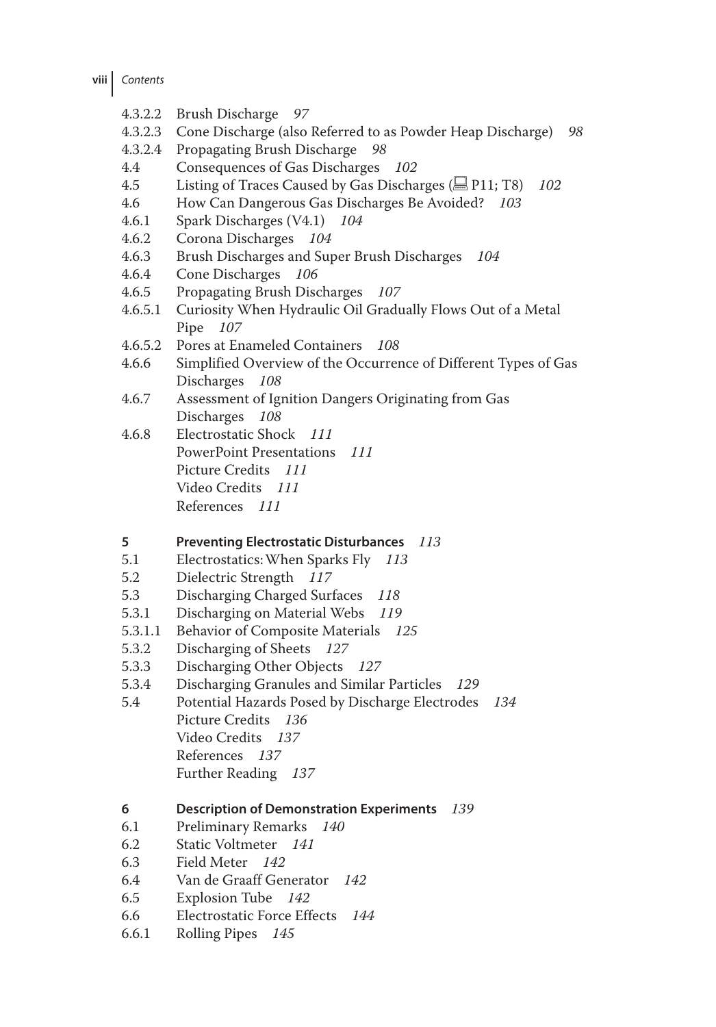4.3.2.2 Brush Discharge *97*
4.3.2.3 Cone Discharge (also Referred to as Powder Heap Discharge) *98*
4.3.2.4 Propagating Brush Discharge *98*
4.4 Consequences of Gas Discharges *102*
4.5 Listing of Traces Caused by Gas Discharges (💻 P11; T8) *102*
4.6 How Can Dangerous Gas Discharges Be Avoided? *103*
4.6.1 Spark Discharges (V4.1) *104*
4.6.2 Corona Discharges *104*
4.6.3 Brush Discharges and Super Brush Discharges *104*
4.6.4 Cone Discharges *106*
4.6.5 Propagating Brush Discharges *107*
4.6.5.1 Curiosity When Hydraulic Oil Gradually Flows Out of a Metal Pipe *107*
4.6.5.2 Pores at Enameled Containers *108*
4.6.6 Simplified Overview of the Occurrence of Different Types of Gas Discharges *108*
4.6.7 Assessment of Ignition Dangers Originating from Gas Discharges *108*
4.6.8 Electrostatic Shock *111*
PowerPoint Presentations *111*
Picture Credits *111*
Video Credits *111*
References *111*

**5 Preventing Electrostatic Disturbances** *113*
5.1 Electrostatics: When Sparks Fly *113*
5.2 Dielectric Strength *117*
5.3 Discharging Charged Surfaces *118*
5.3.1 Discharging on Material Webs *119*
5.3.1.1 Behavior of Composite Materials *125*
5.3.2 Discharging of Sheets *127*
5.3.3 Discharging Other Objects *127*
5.3.4 Discharging Granules and Similar Particles *129*
5.4 Potential Hazards Posed by Discharge Electrodes *134*
Picture Credits *136*
Video Credits *137*
References *137*
Further Reading *137*

**6 Description of Demonstration Experiments** *139*
6.1 Preliminary Remarks *140*
6.2 Static Voltmeter *141*
6.3 Field Meter *142*
6.4 Van de Graaff Generator *142*
6.5 Explosion Tube *142*
6.6 Electrostatic Force Effects *144*
6.6.1 Rolling Pipes *145*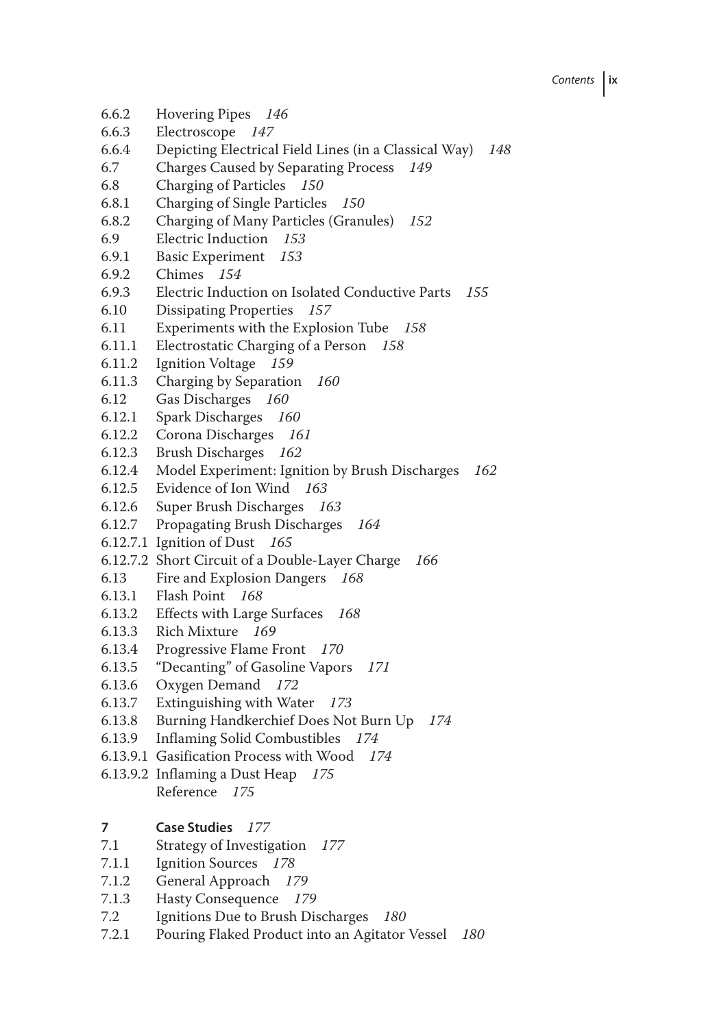6.6.2 Hovering Pipes *146*
6.6.3 Electroscope *147*
6.6.4 Depicting Electrical Field Lines (in a Classical Way) *148*
6.7 Charges Caused by Separating Process *149*
6.8 Charging of Particles *150*
6.8.1 Charging of Single Particles *150*
6.8.2 Charging of Many Particles (Granules) *152*
6.9 Electric Induction *153*
6.9.1 Basic Experiment *153*
6.9.2 Chimes *154*
6.9.3 Electric Induction on Isolated Conductive Parts *155*
6.10 Dissipating Properties *157*
6.11 Experiments with the Explosion Tube *158*
6.11.1 Electrostatic Charging of a Person *158*
6.11.2 Ignition Voltage *159*
6.11.3 Charging by Separation *160*
6.12 Gas Discharges *160*
6.12.1 Spark Discharges *160*
6.12.2 Corona Discharges *161*
6.12.3 Brush Discharges *162*
6.12.4 Model Experiment: Ignition by Brush Discharges *162*
6.12.5 Evidence of Ion Wind *163*
6.12.6 Super Brush Discharges *163*
6.12.7 Propagating Brush Discharges *164*
6.12.7.1 Ignition of Dust *165*
6.12.7.2 Short Circuit of a Double-Layer Charge *166*
6.13 Fire and Explosion Dangers *168*
6.13.1 Flash Point *168*
6.13.2 Effects with Large Surfaces *168*
6.13.3 Rich Mixture *169*
6.13.4 Progressive Flame Front *170*
6.13.5 "Decanting" of Gasoline Vapors *171*
6.13.6 Oxygen Demand *172*
6.13.7 Extinguishing with Water *173*
6.13.8 Burning Handkerchief Does Not Burn Up *174*
6.13.9 Inflaming Solid Combustibles *174*
6.13.9.1 Gasification Process with Wood *174*
6.13.9.2 Inflaming a Dust Heap *175*
Reference *175*

**7 Case Studies** *177*
7.1 Strategy of Investigation *177*
7.1.1 Ignition Sources *178*
7.1.2 General Approach *179*
7.1.3 Hasty Consequence *179*
7.2 Ignitions Due to Brush Discharges *180*
7.2.1 Pouring Flaked Product into an Agitator Vessel *180*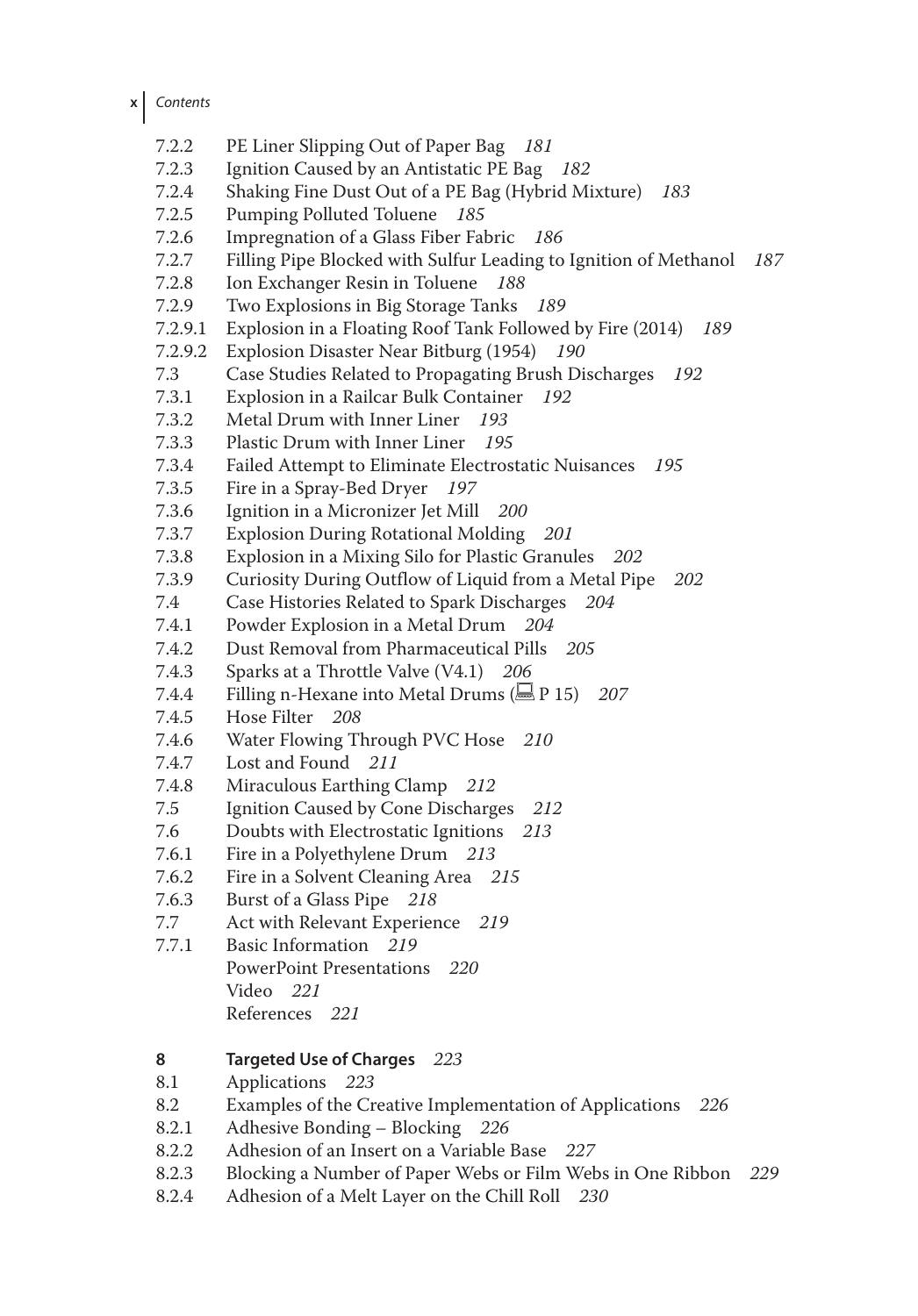7.2.2 PE Liner Slipping Out of Paper Bag *181*
7.2.3 Ignition Caused by an Antistatic PE Bag *182*
7.2.4 Shaking Fine Dust Out of a PE Bag (Hybrid Mixture) *183*
7.2.5 Pumping Polluted Toluene *185*
7.2.6 Impregnation of a Glass Fiber Fabric *186*
7.2.7 Filling Pipe Blocked with Sulfur Leading to Ignition of Methanol *187*
7.2.8 Ion Exchanger Resin in Toluene *188*
7.2.9 Two Explosions in Big Storage Tanks *189*
7.2.9.1 Explosion in a Floating Roof Tank Followed by Fire (2014) *189*
7.2.9.2 Explosion Disaster Near Bitburg (1954) *190*
7.3 Case Studies Related to Propagating Brush Discharges *192*
7.3.1 Explosion in a Railcar Bulk Container *192*
7.3.2 Metal Drum with Inner Liner *193*
7.3.3 Plastic Drum with Inner Liner *195*
7.3.4 Failed Attempt to Eliminate Electrostatic Nuisances *195*
7.3.5 Fire in a Spray-Bed Dryer *197*
7.3.6 Ignition in a Micronizer Jet Mill *200*
7.3.7 Explosion During Rotational Molding *201*
7.3.8 Explosion in a Mixing Silo for Plastic Granules *202*
7.3.9 Curiosity During Outflow of Liquid from a Metal Pipe *202*
7.4 Case Histories Related to Spark Discharges *204*
7.4.1 Powder Explosion in a Metal Drum *204*
7.4.2 Dust Removal from Pharmaceutical Pills *205*
7.4.3 Sparks at a Throttle Valve (V4.1) *206*
7.4.4 Filling n-Hexane into Metal Drums (💻 P 15) *207*
7.4.5 Hose Filter *208*
7.4.6 Water Flowing Through PVC Hose *210*
7.4.7 Lost and Found *211*
7.4.8 Miraculous Earthing Clamp *212*
7.5 Ignition Caused by Cone Discharges *212*
7.6 Doubts with Electrostatic Ignitions *213*
7.6.1 Fire in a Polyethylene Drum *213*
7.6.2 Fire in a Solvent Cleaning Area *215*
7.6.3 Burst of a Glass Pipe *218*
7.7 Act with Relevant Experience *219*
7.7.1 Basic Information *219*
PowerPoint Presentations *220*
Video *221*
References *221*

**8 Targeted Use of Charges** *223*
8.1 Applications *223*
8.2 Examples of the Creative Implementation of Applications *226*
8.2.1 Adhesive Bonding – Blocking *226*
8.2.2 Adhesion of an Insert on a Variable Base *227*
8.2.3 Blocking a Number of Paper Webs or Film Webs in One Ribbon *229*
8.2.4 Adhesion of a Melt Layer on the Chill Roll *230*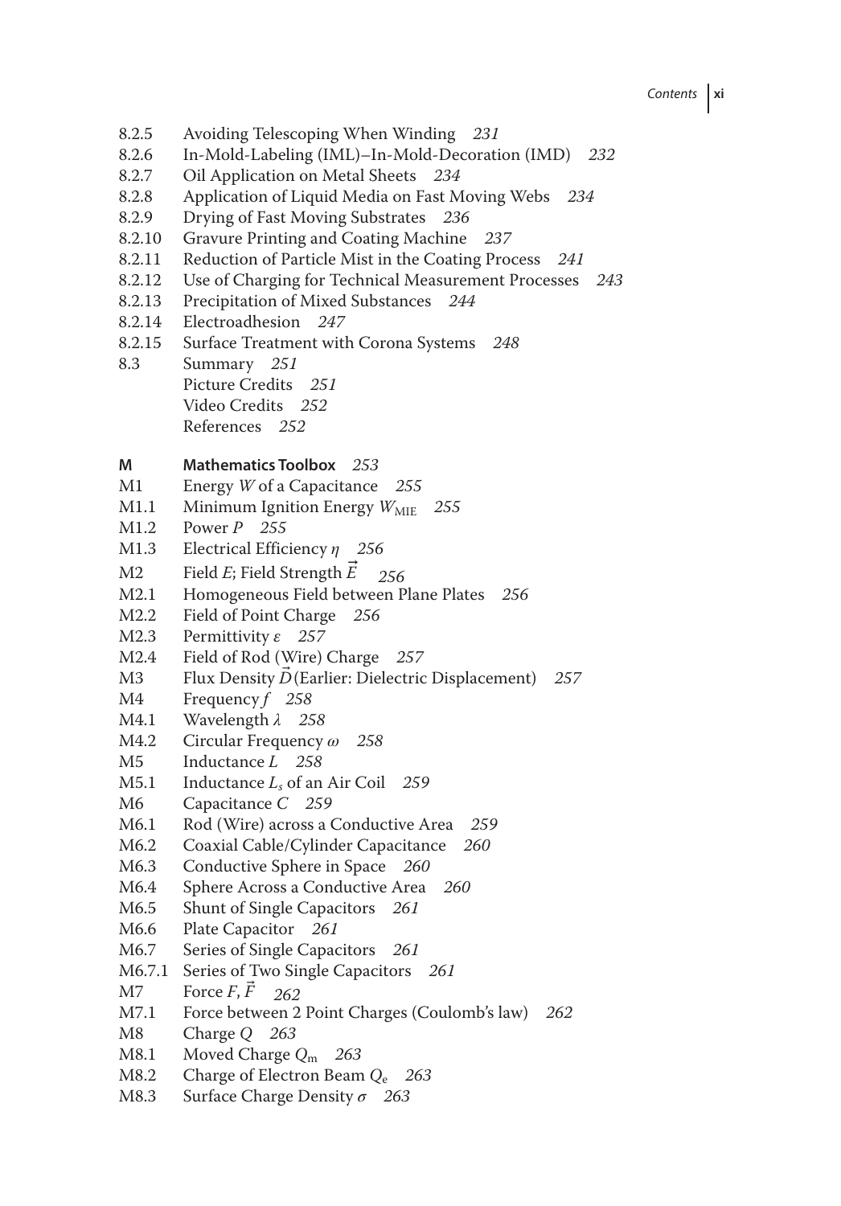8.2.5 Avoiding Telescoping When Winding *231*
8.2.6 In-Mold-Labeling (IML)–In-Mold-Decoration (IMD) *232*
8.2.7 Oil Application on Metal Sheets *234*
8.2.8 Application of Liquid Media on Fast Moving Webs *234*
8.2.9 Drying of Fast Moving Substrates *236*
8.2.10 Gravure Printing and Coating Machine *237*
8.2.11 Reduction of Particle Mist in the Coating Process *241*
8.2.12 Use of Charging for Technical Measurement Processes *243*
8.2.13 Precipitation of Mixed Substances *244*
8.2.14 Electroadhesion *247*
8.2.15 Surface Treatment with Corona Systems *248*
8.3 Summary *251*
Picture Credits *251*
Video Credits *252*
References *252*

**M Mathematics Toolbox** *253*
M1 Energy $W$ of a Capacitance *255*
M1.1 Minimum Ignition Energy $W_{\mathrm{MIE}}$ *255*
M1.2 Power $P$ *255*
M1.3 Electrical Efficiency $\eta$ *256*
M2 Field $E$; Field Strength $\vec{E}$ *256*
M2.1 Homogeneous Field between Plane Plates *256*
M2.2 Field of Point Charge *256*
M2.3 Permittivity $\varepsilon$ *257*
M2.4 Field of Rod (Wire) Charge *257*
M3 Flux Density $\vec{D}$ (Earlier: Dielectric Displacement) *257*
M4 Frequency $f$ *258*
M4.1 Wavelength $\lambda$ *258*
M4.2 Circular Frequency $\omega$ *258*
M5 Inductance $L$ *258*
M5.1 Inductance $L_s$ of an Air Coil *259*
M6 Capacitance $C$ *259*
M6.1 Rod (Wire) across a Conductive Area *259*
M6.2 Coaxial Cable/Cylinder Capacitance *260*
M6.3 Conductive Sphere in Space *260*
M6.4 Sphere Across a Conductive Area *260*
M6.5 Shunt of Single Capacitors *261*
M6.6 Plate Capacitor *261*
M6.7 Series of Single Capacitors *261*
M6.7.1 Series of Two Single Capacitors *261*
M7 Force $F$, $\vec{F}$ *262*
M7.1 Force between 2 Point Charges (Coulomb's law) *262*
M8 Charge $Q$ *263*
M8.1 Moved Charge $Q_{\mathrm{m}}$ *263*
M8.2 Charge of Electron Beam $Q_{\mathrm{e}}$ *263*
M8.3 Surface Charge Density $\sigma$ *263*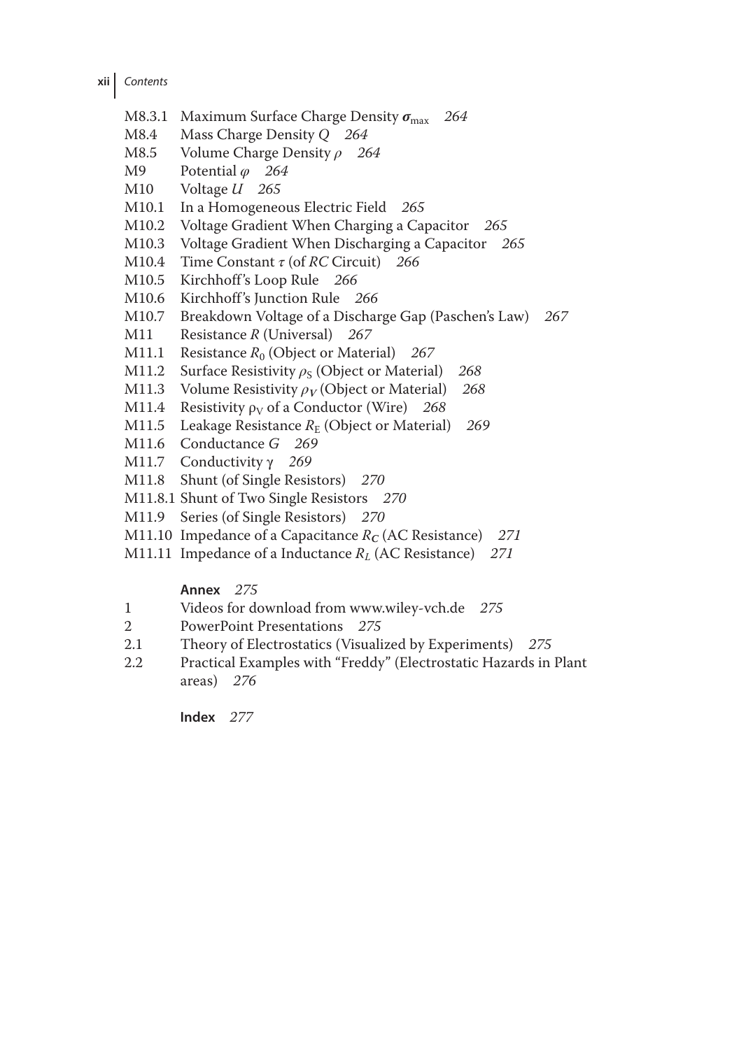M8.3.1 Maximum Surface Charge Density $\sigma_{max}$ *264*
M8.4 Mass Charge Density $Q$ *264*
M8.5 Volume Charge Density $\rho$ *264*
M9 Potential $\varphi$ *264*
M10 Voltage $U$ *265*
M10.1 In a Homogeneous Electric Field *265*
M10.2 Voltage Gradient When Charging a Capacitor *265*
M10.3 Voltage Gradient When Discharging a Capacitor *265*
M10.4 Time Constant $\tau$ (of $RC$ Circuit) *266*
M10.5 Kirchhoff's Loop Rule *266*
M10.6 Kirchhoff's Junction Rule *266*
M10.7 Breakdown Voltage of a Discharge Gap (Paschen's Law) *267*
M11 Resistance $R$ (Universal) *267*
M11.1 Resistance $R_0$ (Object or Material) *267*
M11.2 Surface Resistivity $\rho_S$ (Object or Material) *268*
M11.3 Volume Resistivity $\rho_V$ (Object or Material) *268*
M11.4 Resistivity $\rho_V$ of a Conductor (Wire) *268*
M11.5 Leakage Resistance $R_E$ (Object or Material) *269*
M11.6 Conductance $G$ *269*
M11.7 Conductivity $\gamma$ *269*
M11.8 Shunt (of Single Resistors) *270*
M11.8.1 Shunt of Two Single Resistors *270*
M11.9 Series (of Single Resistors) *270*
M11.10 Impedance of a Capacitance $R_C$ (AC Resistance) *271*
M11.11 Impedance of a Inductance $R_L$ (AC Resistance) *271*

**Annex** *275*

1 Videos for download from www.wiley-vch.de *275*
2 PowerPoint Presentations *275*
2.1 Theory of Electrostatics (Visualized by Experiments) *275*
2.2 Practical Examples with "Freddy" (Electrostatic Hazards in Plant areas) *276*

**Index** *277*